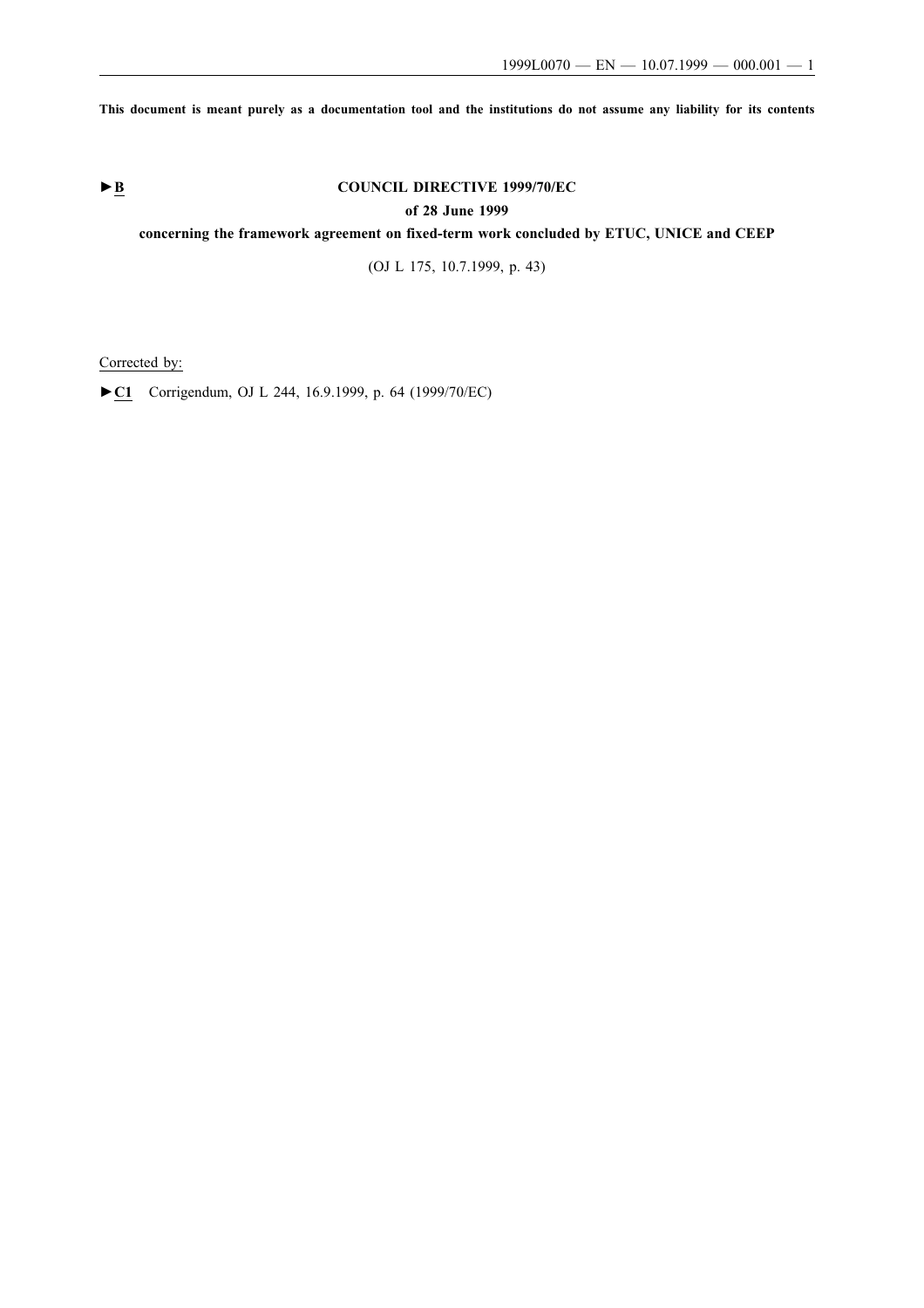**This document is meant purely as a documentation tool and the institutions do not assume any liability for its contents**

►B

# COUNCIL DIRECTIVE 1999/70/EC

## of 28 June 1999

## concerning the framework agreement on fixed-term work concluded by ETUC, UNICE and CEEP

(OJ L 175, 10.7.1999, p. 43)

Corrected by:

►C1 Corrigendum, OJ L 244, 16.9.1999, p. 64 (1999/70/EC)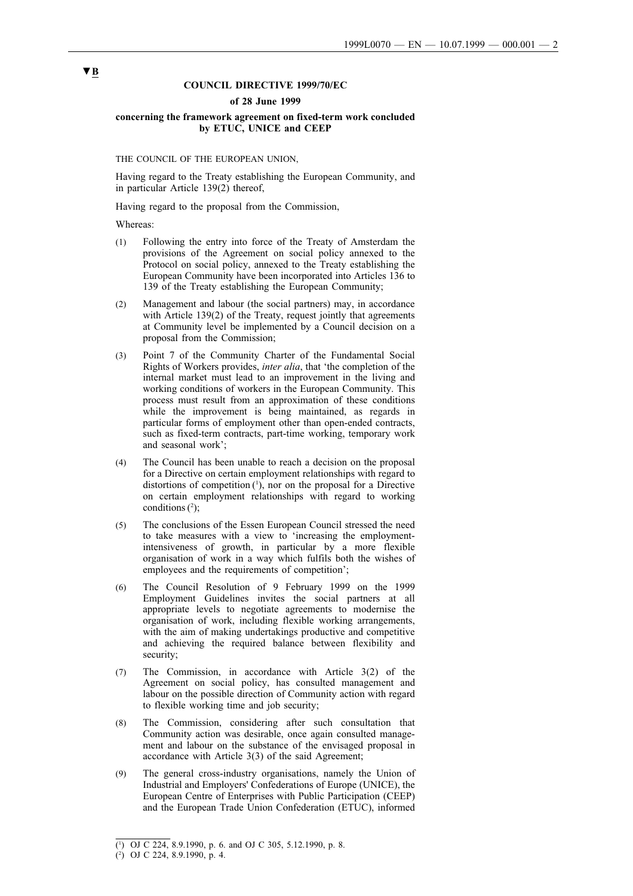▼B

**COUNCIL DIRECTIVE 1999/70/EC**

**of 28 June 1999**

**concerning the framework agreement on fixed-term work concluded by ETUC, UNICE and CEEP**

THE COUNCIL OF THE EUROPEAN UNION,

Having regard to the Treaty establishing the European Community, and in particular Article 139(2) thereof,

Having regard to the proposal from the Commission,

Whereas:

(1) Following the entry into force of the Treaty of Amsterdam the provisions of the Agreement on social policy annexed to the Protocol on social policy, annexed to the Treaty establishing the European Community have been incorporated into Articles 136 to 139 of the Treaty establishing the European Community;

(2) Management and labour (the social partners) may, in accordance with Article 139(2) of the Treaty, request jointly that agreements at Community level be implemented by a Council decision on a proposal from the Commission;

(3) Point 7 of the Community Charter of the Fundamental Social Rights of Workers provides, *inter alia*, that 'the completion of the internal market must lead to an improvement in the living and working conditions of workers in the European Community. This process must result from an approximation of these conditions while the improvement is being maintained, as regards in particular forms of employment other than open-ended contracts, such as fixed-term contracts, part-time working, temporary work and seasonal work';

(4) The Council has been unable to reach a decision on the proposal for a Directive on certain employment relationships with regard to distortions of competition [1], nor on the proposal for a Directive on certain employment relationships with regard to working conditions [2];

(5) The conclusions of the Essen European Council stressed the need to take measures with a view to 'increasing the employment-intensiveness of growth, in particular by a more flexible organisation of work in a way which fulfils both the wishes of employees and the requirements of competition';

(6) The Council Resolution of 9 February 1999 on the 1999 Employment Guidelines invites the social partners at all appropriate levels to negotiate agreements to modernise the organisation of work, including flexible working arrangements, with the aim of making undertakings productive and competitive and achieving the required balance between flexibility and security;

(7) The Commission, in accordance with Article 3(2) of the Agreement on social policy, has consulted management and labour on the possible direction of Community action with regard to flexible working time and job security;

(8) The Commission, considering after such consultation that Community action was desirable, once again consulted management and labour on the substance of the envisaged proposal in accordance with Article 3(3) of the said Agreement;

(9) The general cross-industry organisations, namely the Union of Industrial and Employers' Confederations of Europe (UNICE), the European Centre of Enterprises with Public Participation (CEEP) and the European Trade Union Confederation (ETUC), informed

---

[1] OJ C 224, 8.9.1990, p. 6. and OJ C 305, 5.12.1990, p. 8.

[2] OJ C 224, 8.9.1990, p. 4.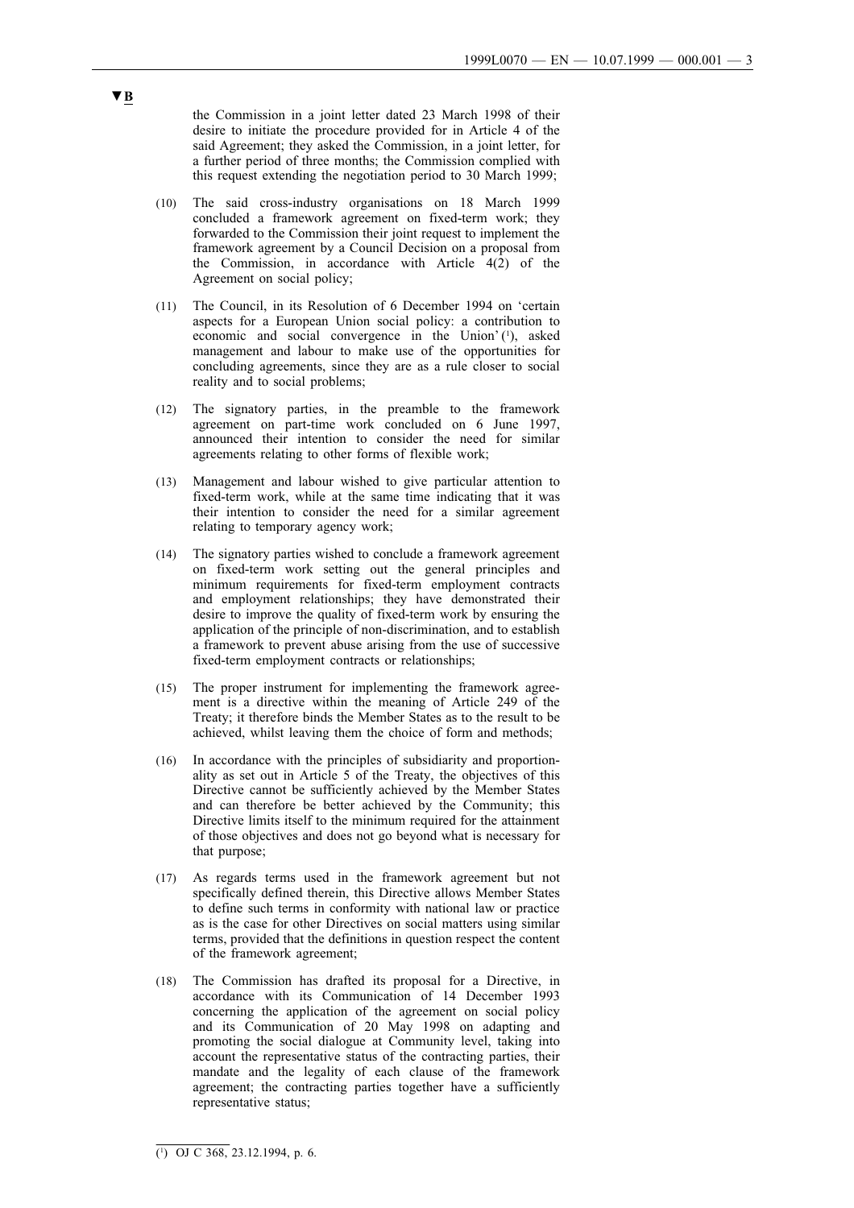the Commission in a joint letter dated 23 March 1998 of their desire to initiate the procedure provided for in Article 4 of the said Agreement; they asked the Commission, in a joint letter, for a further period of three months; the Commission complied with this request extending the negotiation period to 30 March 1999;

(10) The said cross-industry organisations on 18 March 1999 concluded a framework agreement on fixed-term work; they forwarded to the Commission their joint request to implement the framework agreement by a Council Decision on a proposal from the Commission, in accordance with Article 4(2) of the Agreement on social policy;

(11) The Council, in its Resolution of 6 December 1994 on 'certain aspects for a European Union social policy: a contribution to economic and social convergence in the Union' [1], asked management and labour to make use of the opportunities for concluding agreements, since they are as a rule closer to social reality and to social problems;

(12) The signatory parties, in the preamble to the framework agreement on part-time work concluded on 6 June 1997, announced their intention to consider the need for similar agreements relating to other forms of flexible work;

(13) Management and labour wished to give particular attention to fixed-term work, while at the same time indicating that it was their intention to consider the need for a similar agreement relating to temporary agency work;

(14) The signatory parties wished to conclude a framework agreement on fixed-term work setting out the general principles and minimum requirements for fixed-term employment contracts and employment relationships; they have demonstrated their desire to improve the quality of fixed-term work by ensuring the application of the principle of non-discrimination, and to establish a framework to prevent abuse arising from the use of successive fixed-term employment contracts or relationships;

(15) The proper instrument for implementing the framework agreement is a directive within the meaning of Article 249 of the Treaty; it therefore binds the Member States as to the result to be achieved, whilst leaving them the choice of form and methods;

(16) In accordance with the principles of subsidiarity and proportionality as set out in Article 5 of the Treaty, the objectives of this Directive cannot be sufficiently achieved by the Member States and can therefore be better achieved by the Community; this Directive limits itself to the minimum required for the attainment of those objectives and does not go beyond what is necessary for that purpose;

(17) As regards terms used in the framework agreement but not specifically defined therein, this Directive allows Member States to define such terms in conformity with national law or practice as is the case for other Directives on social matters using similar terms, provided that the definitions in question respect the content of the framework agreement;

(18) The Commission has drafted its proposal for a Directive, in accordance with its Communication of 14 December 1993 concerning the application of the agreement on social policy and its Communication of 20 May 1998 on adapting and promoting the social dialogue at Community level, taking into account the representative status of the contracting parties, their mandate and the legality of each clause of the framework agreement; the contracting parties together have a sufficiently representative status;

---

[1] OJ C 368, 23.12.1994, p. 6.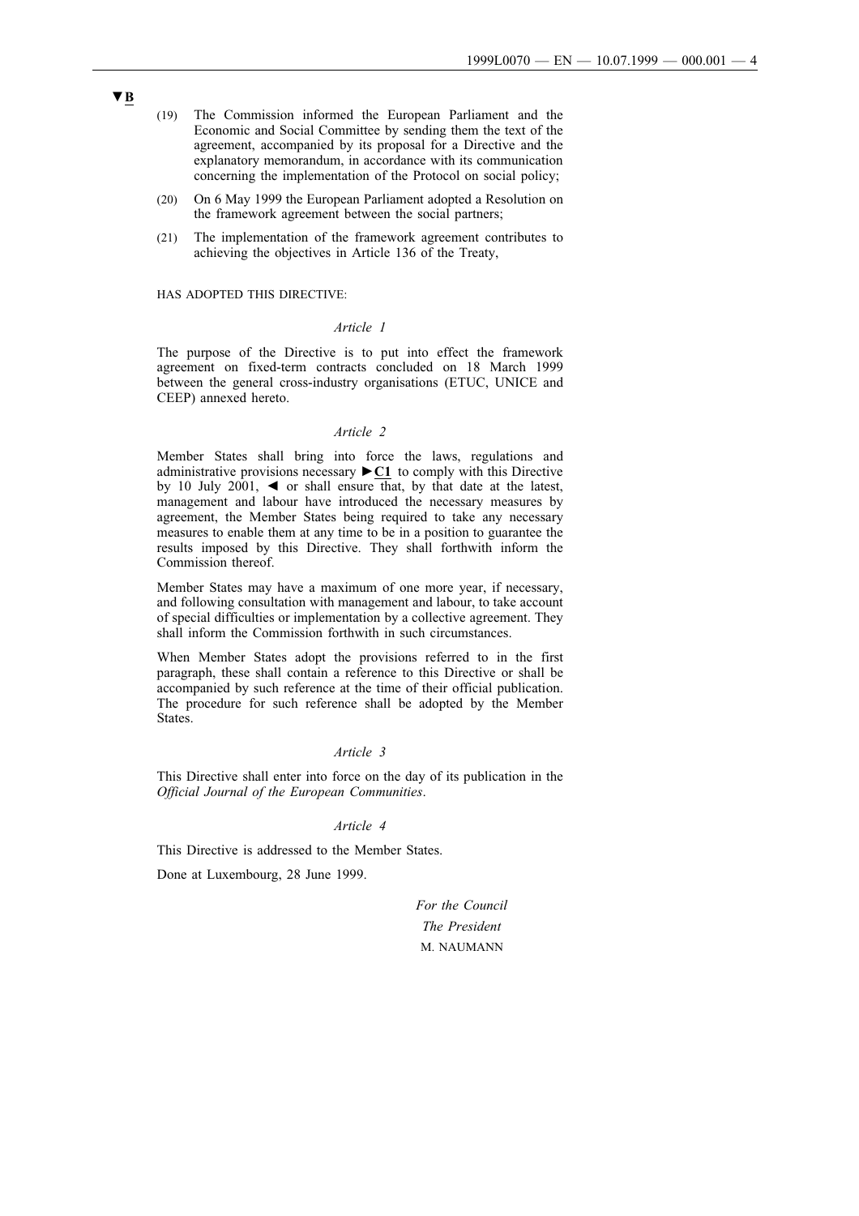▼B

(19) The Commission informed the European Parliament and the Economic and Social Committee by sending them the text of the agreement, accompanied by its proposal for a Directive and the explanatory memorandum, in accordance with its communication concerning the implementation of the Protocol on social policy;

(20) On 6 May 1999 the European Parliament adopted a Resolution on the framework agreement between the social partners;

(21) The implementation of the framework agreement contributes to achieving the objectives in Article 136 of the Treaty,

HAS ADOPTED THIS DIRECTIVE:

*Article 1*

The purpose of the Directive is to put into effect the framework agreement on fixed-term contracts concluded on 18 March 1999 between the general cross-industry organisations (ETUC, UNICE and CEEP) annexed hereto.

*Article 2*

Member States shall bring into force the laws, regulations and administrative provisions necessary ►**C1** to comply with this Directive by 10 July 2001, ◄ or shall ensure that, by that date at the latest, management and labour have introduced the necessary measures by agreement, the Member States being required to take any necessary measures to enable them at any time to be in a position to guarantee the results imposed by this Directive. They shall forthwith inform the Commission thereof.

Member States may have a maximum of one more year, if necessary, and following consultation with management and labour, to take account of special difficulties or implementation by a collective agreement. They shall inform the Commission forthwith in such circumstances.

When Member States adopt the provisions referred to in the first paragraph, these shall contain a reference to this Directive or shall be accompanied by such reference at the time of their official publication. The procedure for such reference shall be adopted by the Member States.

*Article 3*

This Directive shall enter into force on the day of its publication in the *Official Journal of the European Communities*.

*Article 4*

This Directive is addressed to the Member States.

Done at Luxembourg, 28 June 1999.

*For the Council*

*The President*

M. NAUMANN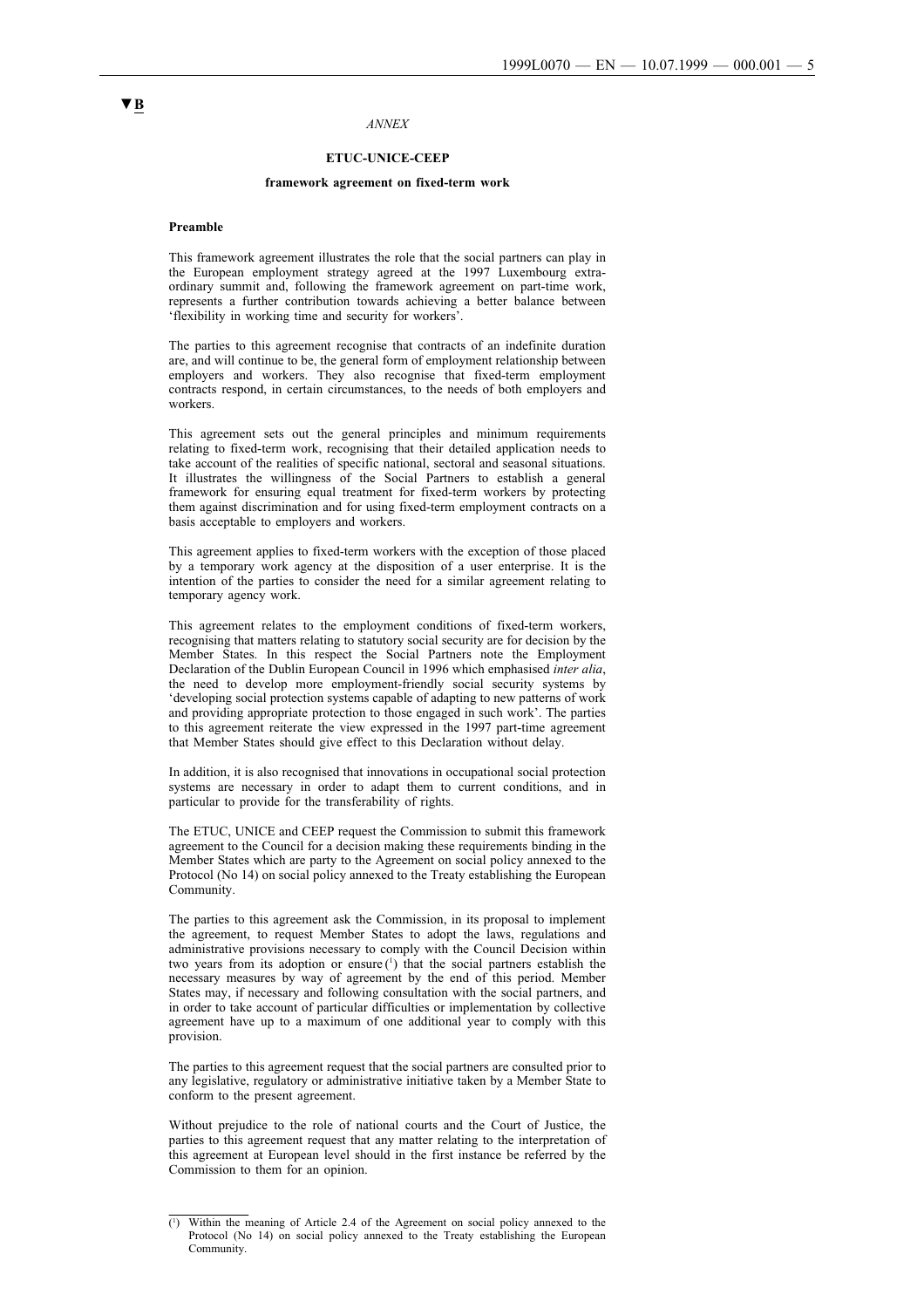▼B

*ANNEX*

**ETUC-UNICE-CEEP**

**framework agreement on fixed-term work**

**Preamble**

This framework agreement illustrates the role that the social partners can play in the European employment strategy agreed at the 1997 Luxembourg extraordinary summit and, following the framework agreement on part-time work, represents a further contribution towards achieving a better balance between 'flexibility in working time and security for workers'.

The parties to this agreement recognise that contracts of an indefinite duration are, and will continue to be, the general form of employment relationship between employers and workers. They also recognise that fixed-term employment contracts respond, in certain circumstances, to the needs of both employers and workers.

This agreement sets out the general principles and minimum requirements relating to fixed-term work, recognising that their detailed application needs to take account of the realities of specific national, sectoral and seasonal situations. It illustrates the willingness of the Social Partners to establish a general framework for ensuring equal treatment for fixed-term workers by protecting them against discrimination and for using fixed-term employment contracts on a basis acceptable to employers and workers.

This agreement applies to fixed-term workers with the exception of those placed by a temporary work agency at the disposition of a user enterprise. It is the intention of the parties to consider the need for a similar agreement relating to temporary agency work.

This agreement relates to the employment conditions of fixed-term workers, recognising that matters relating to statutory social security are for decision by the Member States. In this respect the Social Partners note the Employment Declaration of the Dublin European Council in 1996 which emphasised *inter alia*, the need to develop more employment-friendly social security systems by 'developing social protection systems capable of adapting to new patterns of work and providing appropriate protection to those engaged in such work'. The parties to this agreement reiterate the view expressed in the 1997 part-time agreement that Member States should give effect to this Declaration without delay.

In addition, it is also recognised that innovations in occupational social protection systems are necessary in order to adapt them to current conditions, and in particular to provide for the transferability of rights.

The ETUC, UNICE and CEEP request the Commission to submit this framework agreement to the Council for a decision making these requirements binding in the Member States which are party to the Agreement on social policy annexed to the Protocol (No 14) on social policy annexed to the Treaty establishing the European Community.

The parties to this agreement ask the Commission, in its proposal to implement the agreement, to request Member States to adopt the laws, regulations and administrative provisions necessary to comply with the Council Decision within two years from its adoption or ensure [1] that the social partners establish the necessary measures by way of agreement by the end of this period. Member States may, if necessary and following consultation with the social partners, and in order to take account of particular difficulties or implementation by collective agreement have up to a maximum of one additional year to comply with this provision.

The parties to this agreement request that the social partners are consulted prior to any legislative, regulatory or administrative initiative taken by a Member State to conform to the present agreement.

Without prejudice to the role of national courts and the Court of Justice, the parties to this agreement request that any matter relating to the interpretation of this agreement at European level should in the first instance be referred by the Commission to them for an opinion.

---

[1] Within the meaning of Article 2.4 of the Agreement on social policy annexed to the Protocol (No 14) on social policy annexed to the Treaty establishing the European Community.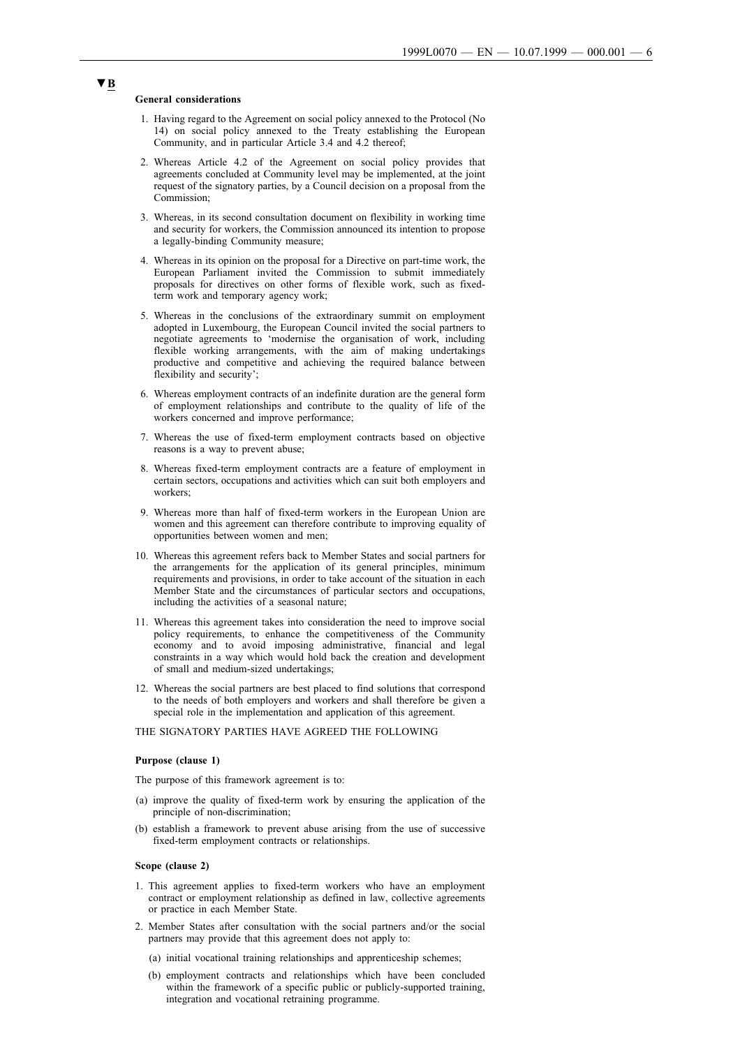▼B

**General considerations**

1. Having regard to the Agreement on social policy annexed to the Protocol (No 14) on social policy annexed to the Treaty establishing the European Community, and in particular Article 3.4 and 4.2 thereof;

2. Whereas Article 4.2 of the Agreement on social policy provides that agreements concluded at Community level may be implemented, at the joint request of the signatory parties, by a Council decision on a proposal from the Commission;

3. Whereas, in its second consultation document on flexibility in working time and security for workers, the Commission announced its intention to propose a legally-binding Community measure;

4. Whereas in its opinion on the proposal for a Directive on part-time work, the European Parliament invited the Commission to submit immediately proposals for directives on other forms of flexible work, such as fixed-term work and temporary agency work;

5. Whereas in the conclusions of the extraordinary summit on employment adopted in Luxembourg, the European Council invited the social partners to negotiate agreements to 'modernise the organisation of work, including flexible working arrangements, with the aim of making undertakings productive and competitive and achieving the required balance between flexibility and security';

6. Whereas employment contracts of an indefinite duration are the general form of employment relationships and contribute to the quality of life of the workers concerned and improve performance;

7. Whereas the use of fixed-term employment contracts based on objective reasons is a way to prevent abuse;

8. Whereas fixed-term employment contracts are a feature of employment in certain sectors, occupations and activities which can suit both employers and workers;

9. Whereas more than half of fixed-term workers in the European Union are women and this agreement can therefore contribute to improving equality of opportunities between women and men;

10. Whereas this agreement refers back to Member States and social partners for the arrangements for the application of its general principles, minimum requirements and provisions, in order to take account of the situation in each Member State and the circumstances of particular sectors and occupations, including the activities of a seasonal nature;

11. Whereas this agreement takes into consideration the need to improve social policy requirements, to enhance the competitiveness of the Community economy and to avoid imposing administrative, financial and legal constraints in a way which would hold back the creation and development of small and medium-sized undertakings;

12. Whereas the social partners are best placed to find solutions that correspond to the needs of both employers and workers and shall therefore be given a special role in the implementation and application of this agreement.

THE SIGNATORY PARTIES HAVE AGREED THE FOLLOWING

**Purpose (clause 1)**

The purpose of this framework agreement is to:

(a) improve the quality of fixed-term work by ensuring the application of the principle of non-discrimination;

(b) establish a framework to prevent abuse arising from the use of successive fixed-term employment contracts or relationships.

**Scope (clause 2)**

1. This agreement applies to fixed-term workers who have an employment contract or employment relationship as defined in law, collective agreements or practice in each Member State.

2. Member States after consultation with the social partners and/or the social partners may provide that this agreement does not apply to:

   (a) initial vocational training relationships and apprenticeship schemes;

   (b) employment contracts and relationships which have been concluded within the framework of a specific public or publicly-supported training, integration and vocational retraining programme.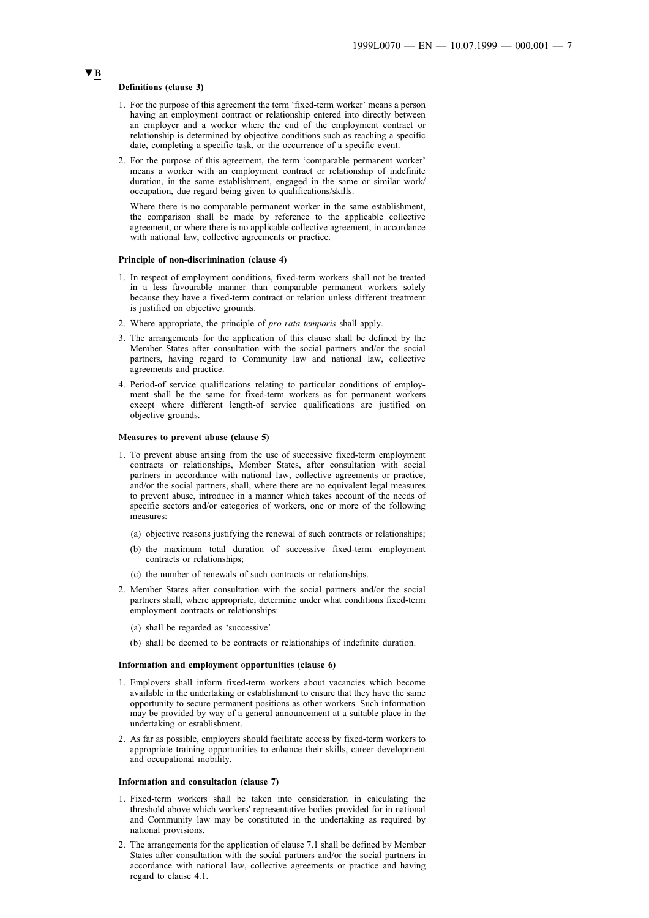▼B

**Definitions (clause 3)**

1. For the purpose of this agreement the term 'fixed-term worker' means a person having an employment contract or relationship entered into directly between an employer and a worker where the end of the employment contract or relationship is determined by objective conditions such as reaching a specific date, completing a specific task, or the occurrence of a specific event.

2. For the purpose of this agreement, the term 'comparable permanent worker' means a worker with an employment contract or relationship of indefinite duration, in the same establishment, engaged in the same or similar work/occupation, due regard being given to qualifications/skills.

   Where there is no comparable permanent worker in the same establishment, the comparison shall be made by reference to the applicable collective agreement, or where there is no applicable collective agreement, in accordance with national law, collective agreements or practice.

**Principle of non-discrimination (clause 4)**

1. In respect of employment conditions, fixed-term workers shall not be treated in a less favourable manner than comparable permanent workers solely because they have a fixed-term contract or relation unless different treatment is justified on objective grounds.

2. Where appropriate, the principle of *pro rata temporis* shall apply.

3. The arrangements for the application of this clause shall be defined by the Member States after consultation with the social partners and/or the social partners, having regard to Community law and national law, collective agreements and practice.

4. Period-of service qualifications relating to particular conditions of employment shall be the same for fixed-term workers as for permanent workers except where different length-of service qualifications are justified on objective grounds.

**Measures to prevent abuse (clause 5)**

1. To prevent abuse arising from the use of successive fixed-term employment contracts or relationships, Member States, after consultation with social partners in accordance with national law, collective agreements or practice, and/or the social partners, shall, where there are no equivalent legal measures to prevent abuse, introduce in a manner which takes account of the needs of specific sectors and/or categories of workers, one or more of the following measures:

   (a) objective reasons justifying the renewal of such contracts or relationships;

   (b) the maximum total duration of successive fixed-term employment contracts or relationships;

   (c) the number of renewals of such contracts or relationships.

2. Member States after consultation with the social partners and/or the social partners shall, where appropriate, determine under what conditions fixed-term employment contracts or relationships:

   (a) shall be regarded as 'successive'

   (b) shall be deemed to be contracts or relationships of indefinite duration.

**Information and employment opportunities (clause 6)**

1. Employers shall inform fixed-term workers about vacancies which become available in the undertaking or establishment to ensure that they have the same opportunity to secure permanent positions as other workers. Such information may be provided by way of a general announcement at a suitable place in the undertaking or establishment.

2. As far as possible, employers should facilitate access by fixed-term workers to appropriate training opportunities to enhance their skills, career development and occupational mobility.

**Information and consultation (clause 7)**

1. Fixed-term workers shall be taken into consideration in calculating the threshold above which workers' representative bodies provided for in national and Community law may be constituted in the undertaking as required by national provisions.

2. The arrangements for the application of clause 7.1 shall be defined by Member States after consultation with the social partners and/or the social partners in accordance with national law, collective agreements or practice and having regard to clause 4.1.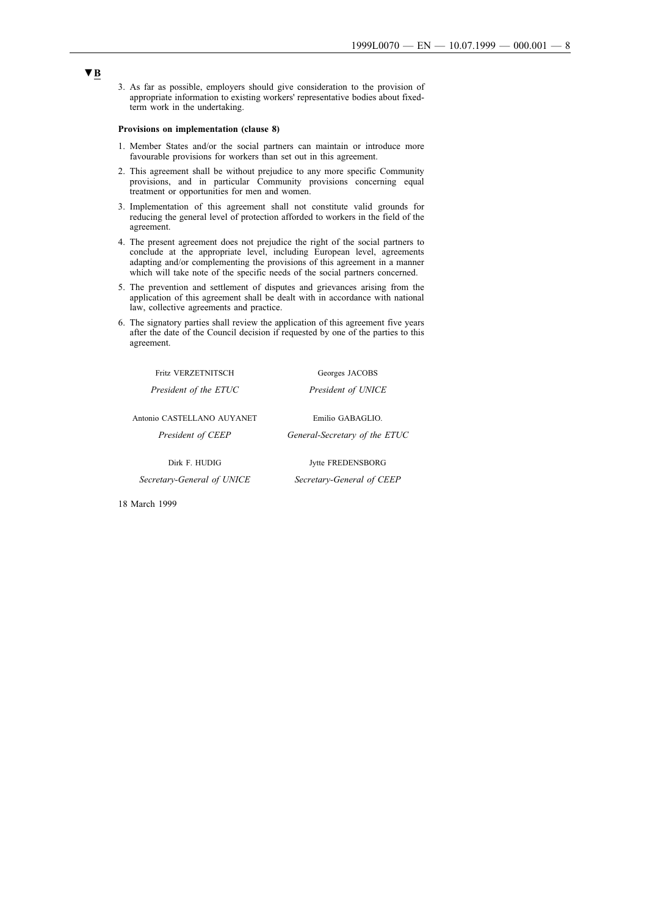▼B

3. As far as possible, employers should give consideration to the provision of appropriate information to existing workers' representative bodies about fixed-term work in the undertaking.

**Provisions on implementation (clause 8)**

1. Member States and/or the social partners can maintain or introduce more favourable provisions for workers than set out in this agreement.
2. This agreement shall be without prejudice to any more specific Community provisions, and in particular Community provisions concerning equal treatment or opportunities for men and women.
3. Implementation of this agreement shall not constitute valid grounds for reducing the general level of protection afforded to workers in the field of the agreement.
4. The present agreement does not prejudice the right of the social partners to conclude at the appropriate level, including European level, agreements adapting and/or complementing the provisions of this agreement in a manner which will take note of the specific needs of the social partners concerned.
5. The prevention and settlement of disputes and grievances arising from the application of this agreement shall be dealt with in accordance with national law, collective agreements and practice.
6. The signatory parties shall review the application of this agreement five years after the date of the Council decision if requested by one of the parties to this agreement.

Fritz VERZETNITSCH
*President of the ETUC*

Georges JACOBS
*President of UNICE*

Antonio CASTELLANO AUYANET
*President of CEEP*

Emilio GABAGLIO.
*General-Secretary of the ETUC*

Dirk F. HUDIG
*Secretary-General of UNICE*

Jytte FREDENSBORG
*Secretary-General of CEEP*

18 March 1999